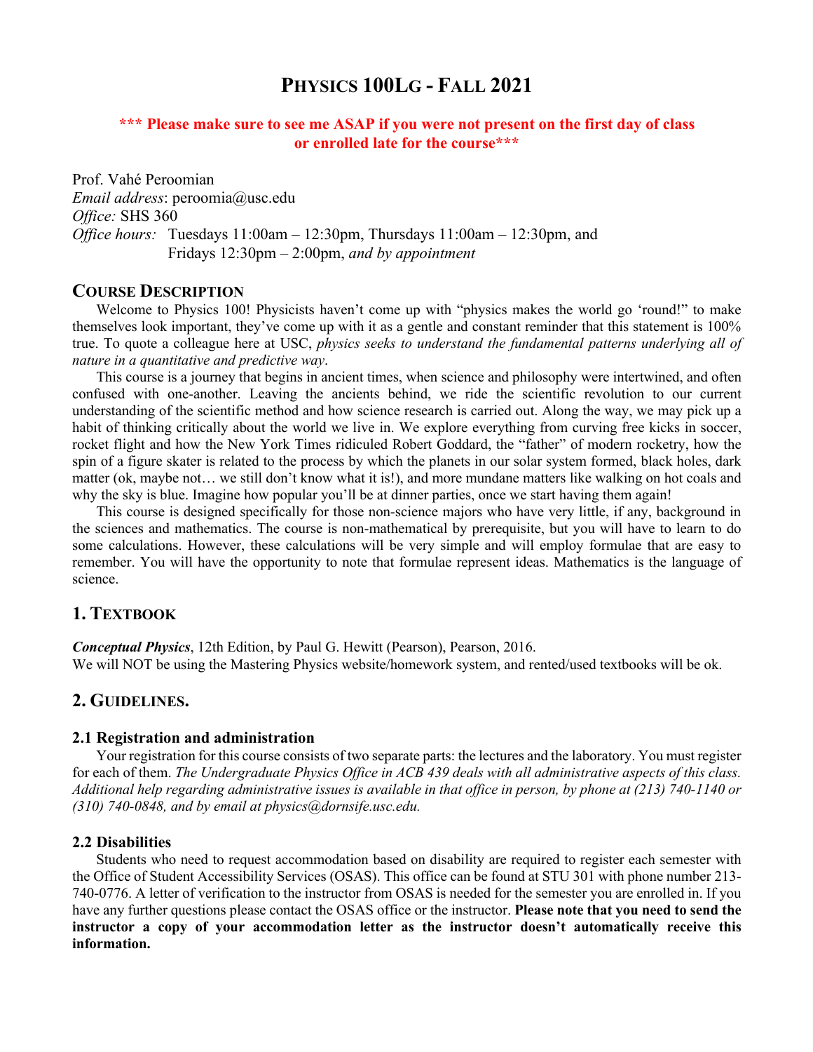# PHYSICS 100LG - FALL 2021

**\*\*\* Please make sure to see me ASAP if you were not present on the first day of class or enrolled late for the course\*\*\***

Prof. Vahé Peroomian
*Email address*: peroomia@usc.edu
*Office:* SHS 360
*Office hours:* Tuesdays 11:00am – 12:30pm, Thursdays 11:00am – 12:30pm, and Fridays 12:30pm – 2:00pm, *and by appointment*

## COURSE DESCRIPTION

Welcome to Physics 100! Physicists haven't come up with "physics makes the world go 'round!" to make themselves look important, they've come up with it as a gentle and constant reminder that this statement is 100% true. To quote a colleague here at USC, *physics seeks to understand the fundamental patterns underlying all of nature in a quantitative and predictive way*.

This course is a journey that begins in ancient times, when science and philosophy were intertwined, and often confused with one-another. Leaving the ancients behind, we ride the scientific revolution to our current understanding of the scientific method and how science research is carried out. Along the way, we may pick up a habit of thinking critically about the world we live in. We explore everything from curving free kicks in soccer, rocket flight and how the New York Times ridiculed Robert Goddard, the "father" of modern rocketry, how the spin of a figure skater is related to the process by which the planets in our solar system formed, black holes, dark matter (ok, maybe not… we still don't know what it is!), and more mundane matters like walking on hot coals and why the sky is blue. Imagine how popular you'll be at dinner parties, once we start having them again!

This course is designed specifically for those non-science majors who have very little, if any, background in the sciences and mathematics. The course is non-mathematical by prerequisite, but you will have to learn to do some calculations. However, these calculations will be very simple and will employ formulae that are easy to remember. You will have the opportunity to note that formulae represent ideas. Mathematics is the language of science.

## 1. TEXTBOOK

***Conceptual Physics***, 12th Edition, by Paul G. Hewitt (Pearson), Pearson, 2016.
We will NOT be using the Mastering Physics website/homework system, and rented/used textbooks will be ok.

## 2. GUIDELINES.

### 2.1 Registration and administration

Your registration for this course consists of two separate parts: the lectures and the laboratory. You must register for each of them. *The Undergraduate Physics Office in ACB 439 deals with all administrative aspects of this class. Additional help regarding administrative issues is available in that office in person, by phone at (213) 740-1140 or (310) 740-0848, and by email at physics@dornsife.usc.edu.*

### 2.2 Disabilities

Students who need to request accommodation based on disability are required to register each semester with the Office of Student Accessibility Services (OSAS). This office can be found at STU 301 with phone number 213-740-0776. A letter of verification to the instructor from OSAS is needed for the semester you are enrolled in. If you have any further questions please contact the OSAS office or the instructor. **Please note that you need to send the instructor a copy of your accommodation letter as the instructor doesn't automatically receive this information.**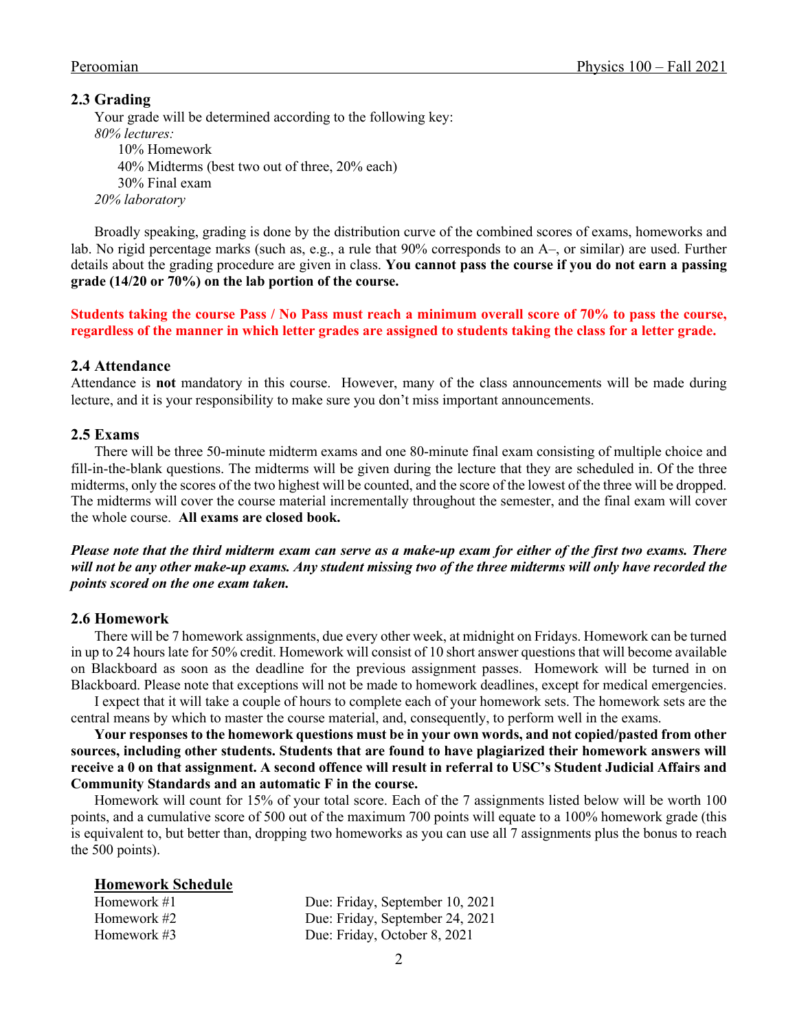### 2.3 Grading

Your grade will be determined according to the following key:

*80% lectures:*

- 10% Homework
- 40% Midterms (best two out of three, 20% each)
- 30% Final exam

*20% laboratory*

Broadly speaking, grading is done by the distribution curve of the combined scores of exams, homeworks and lab. No rigid percentage marks (such as, e.g., a rule that 90% corresponds to an A–, or similar) are used. Further details about the grading procedure are given in class. **You cannot pass the course if you do not earn a passing grade (14/20 or 70%) on the lab portion of the course.**

**Students taking the course Pass / No Pass must reach a minimum overall score of 70% to pass the course, regardless of the manner in which letter grades are assigned to students taking the class for a letter grade.**

### 2.4 Attendance

Attendance is **not** mandatory in this course. However, many of the class announcements will be made during lecture, and it is your responsibility to make sure you don't miss important announcements.

### 2.5 Exams

There will be three 50-minute midterm exams and one 80-minute final exam consisting of multiple choice and fill-in-the-blank questions. The midterms will be given during the lecture that they are scheduled in. Of the three midterms, only the scores of the two highest will be counted, and the score of the lowest of the three will be dropped. The midterms will cover the course material incrementally throughout the semester, and the final exam will cover the whole course. **All exams are closed book.**

***Please note that the third midterm exam can serve as a make-up exam for either of the first two exams. There will not be any other make-up exams. Any student missing two of the three midterms will only have recorded the points scored on the one exam taken.***

### 2.6 Homework

There will be 7 homework assignments, due every other week, at midnight on Fridays. Homework can be turned in up to 24 hours late for 50% credit. Homework will consist of 10 short answer questions that will become available on Blackboard as soon as the deadline for the previous assignment passes. Homework will be turned in on Blackboard. Please note that exceptions will not be made to homework deadlines, except for medical emergencies.

I expect that it will take a couple of hours to complete each of your homework sets. The homework sets are the central means by which to master the course material, and, consequently, to perform well in the exams.

**Your responses to the homework questions must be in your own words, and not copied/pasted from other sources, including other students. Students that are found to have plagiarized their homework answers will receive a 0 on that assignment. A second offence will result in referral to USC's Student Judicial Affairs and Community Standards and an automatic F in the course.**

Homework will count for 15% of your total score. Each of the 7 assignments listed below will be worth 100 points, and a cumulative score of 500 out of the maximum 700 points will equate to a 100% homework grade (this is equivalent to, but better than, dropping two homeworks as you can use all 7 assignments plus the bonus to reach the 500 points).

**Homework Schedule**

| | |
|---|---|
| Homework #1 | Due: Friday, September 10, 2021 |
| Homework #2 | Due: Friday, September 24, 2021 |
| Homework #3 | Due: Friday, October 8, 2021 |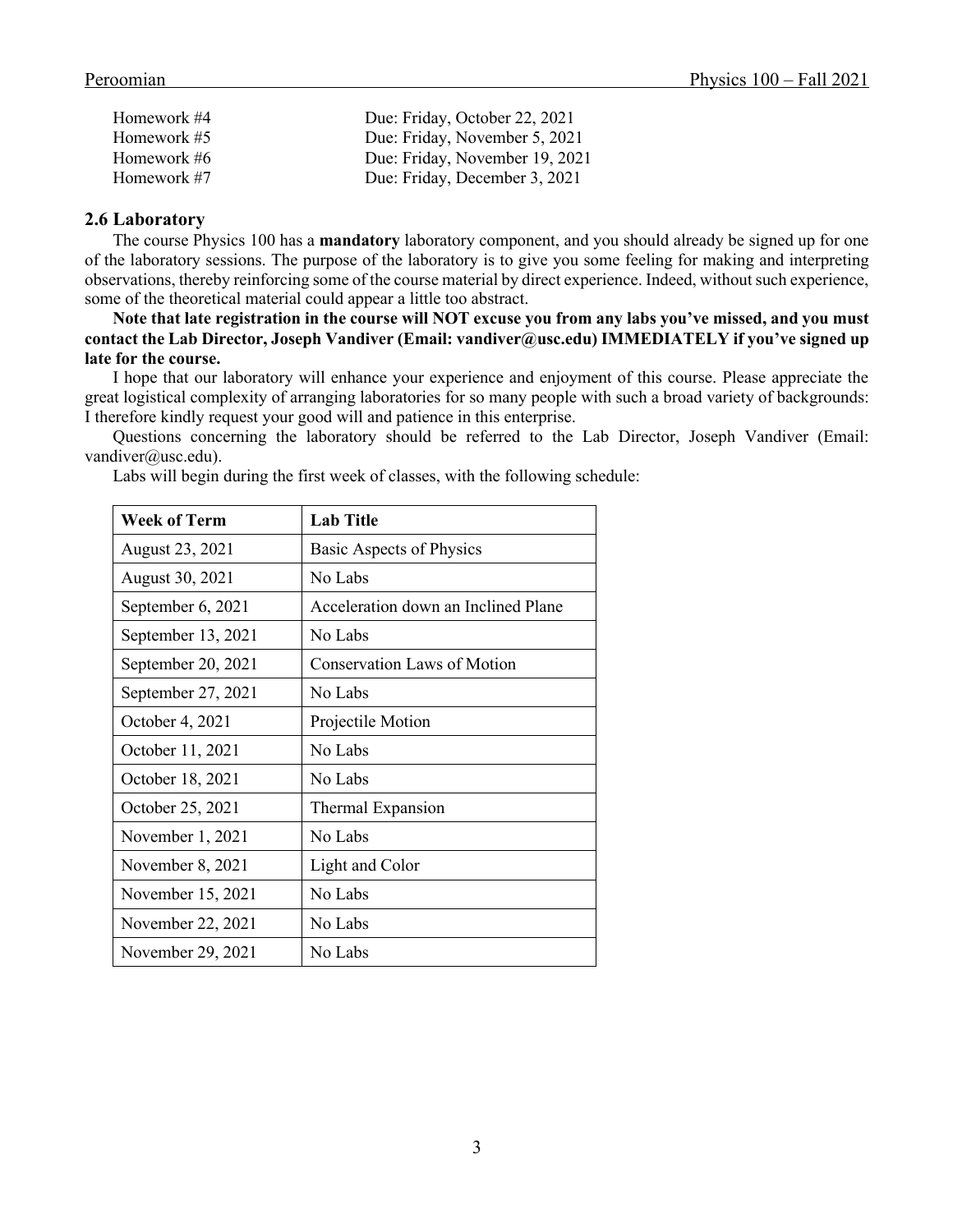| | |
|---|---|
| Homework #4 | Due: Friday, October 22, 2021 |
| Homework #5 | Due: Friday, November 5, 2021 |
| Homework #6 | Due: Friday, November 19, 2021 |
| Homework #7 | Due: Friday, December 3, 2021 |

### 2.6 Laboratory

The course Physics 100 has a **mandatory** laboratory component, and you should already be signed up for one of the laboratory sessions. The purpose of the laboratory is to give you some feeling for making and interpreting observations, thereby reinforcing some of the course material by direct experience. Indeed, without such experience, some of the theoretical material could appear a little too abstract.

**Note that late registration in the course will NOT excuse you from any labs you've missed, and you must contact the Lab Director, Joseph Vandiver (Email: vandiver@usc.edu) IMMEDIATELY if you've signed up late for the course.**

I hope that our laboratory will enhance your experience and enjoyment of this course. Please appreciate the great logistical complexity of arranging laboratories for so many people with such a broad variety of backgrounds: I therefore kindly request your good will and patience in this enterprise.

Questions concerning the laboratory should be referred to the Lab Director, Joseph Vandiver (Email: vandiver@usc.edu).

Labs will begin during the first week of classes, with the following schedule:

| Week of Term | Lab Title |
|---|---|
| August 23, 2021 | Basic Aspects of Physics |
| August 30, 2021 | No Labs |
| September 6, 2021 | Acceleration down an Inclined Plane |
| September 13, 2021 | No Labs |
| September 20, 2021 | Conservation Laws of Motion |
| September 27, 2021 | No Labs |
| October 4, 2021 | Projectile Motion |
| October 11, 2021 | No Labs |
| October 18, 2021 | No Labs |
| October 25, 2021 | Thermal Expansion |
| November 1, 2021 | No Labs |
| November 8, 2021 | Light and Color |
| November 15, 2021 | No Labs |
| November 22, 2021 | No Labs |
| November 29, 2021 | No Labs |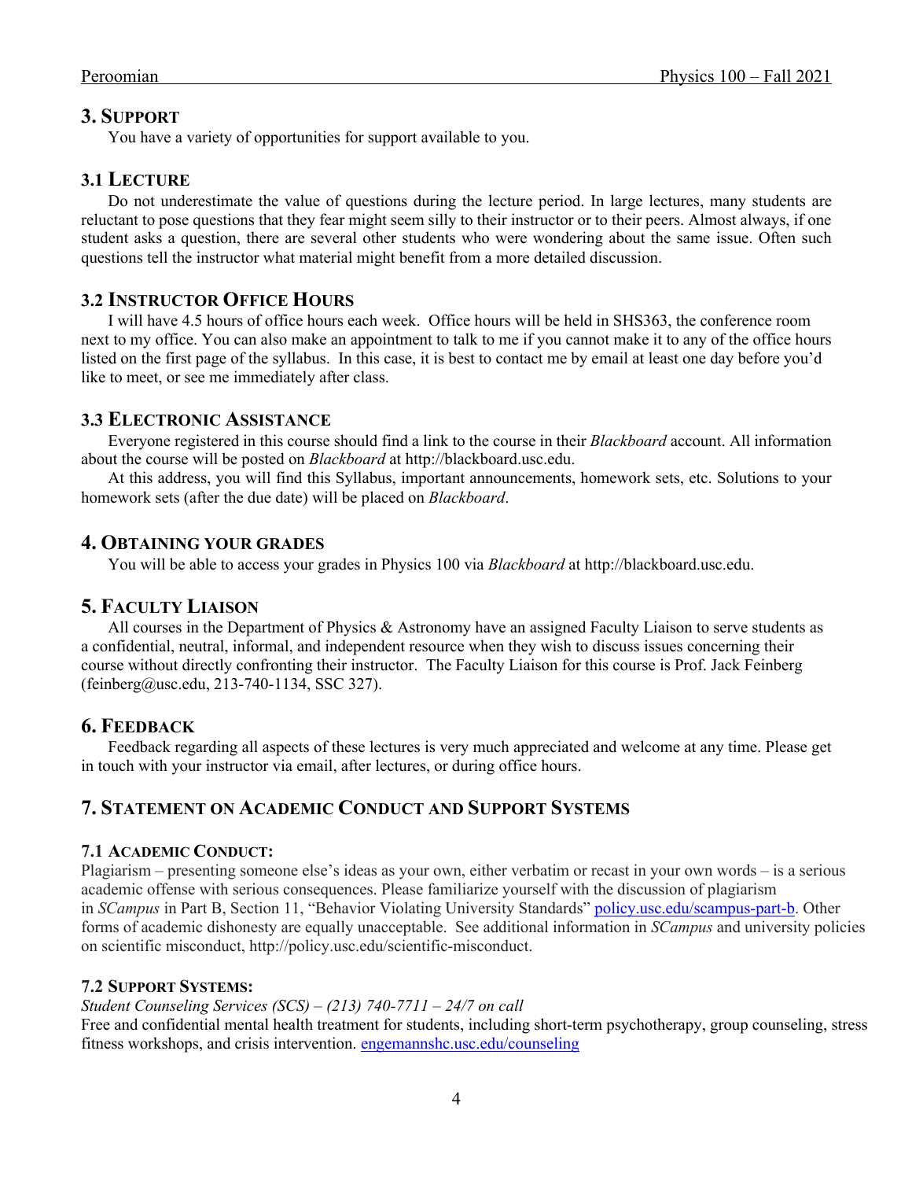## 3. SUPPORT

You have a variety of opportunities for support available to you.

### 3.1 LECTURE

Do not underestimate the value of questions during the lecture period. In large lectures, many students are reluctant to pose questions that they fear might seem silly to their instructor or to their peers. Almost always, if one student asks a question, there are several other students who were wondering about the same issue. Often such questions tell the instructor what material might benefit from a more detailed discussion.

### 3.2 INSTRUCTOR OFFICE HOURS

I will have 4.5 hours of office hours each week. Office hours will be held in SHS363, the conference room next to my office. You can also make an appointment to talk to me if you cannot make it to any of the office hours listed on the first page of the syllabus. In this case, it is best to contact me by email at least one day before you'd like to meet, or see me immediately after class.

### 3.3 ELECTRONIC ASSISTANCE

Everyone registered in this course should find a link to the course in their *Blackboard* account. All information about the course will be posted on *Blackboard* at http://blackboard.usc.edu.

At this address, you will find this Syllabus, important announcements, homework sets, etc. Solutions to your homework sets (after the due date) will be placed on *Blackboard*.

## 4. OBTAINING YOUR GRADES

You will be able to access your grades in Physics 100 via *Blackboard* at http://blackboard.usc.edu.

## 5. FACULTY LIAISON

All courses in the Department of Physics & Astronomy have an assigned Faculty Liaison to serve students as a confidential, neutral, informal, and independent resource when they wish to discuss issues concerning their course without directly confronting their instructor. The Faculty Liaison for this course is Prof. Jack Feinberg (feinberg@usc.edu, 213-740-1134, SSC 327).

## 6. FEEDBACK

Feedback regarding all aspects of these lectures is very much appreciated and welcome at any time. Please get in touch with your instructor via email, after lectures, or during office hours.

## 7. STATEMENT ON ACADEMIC CONDUCT AND SUPPORT SYSTEMS

### 7.1 ACADEMIC CONDUCT:

Plagiarism – presenting someone else's ideas as your own, either verbatim or recast in your own words – is a serious academic offense with serious consequences. Please familiarize yourself with the discussion of plagiarism in *SCampus* in Part B, Section 11, "Behavior Violating University Standards" policy.usc.edu/scampus-part-b. Other forms of academic dishonesty are equally unacceptable. See additional information in *SCampus* and university policies on scientific misconduct, http://policy.usc.edu/scientific-misconduct.

### 7.2 SUPPORT SYSTEMS:

*Student Counseling Services (SCS) – (213) 740-7711 – 24/7 on call*

Free and confidential mental health treatment for students, including short-term psychotherapy, group counseling, stress fitness workshops, and crisis intervention. engemannshc.usc.edu/counseling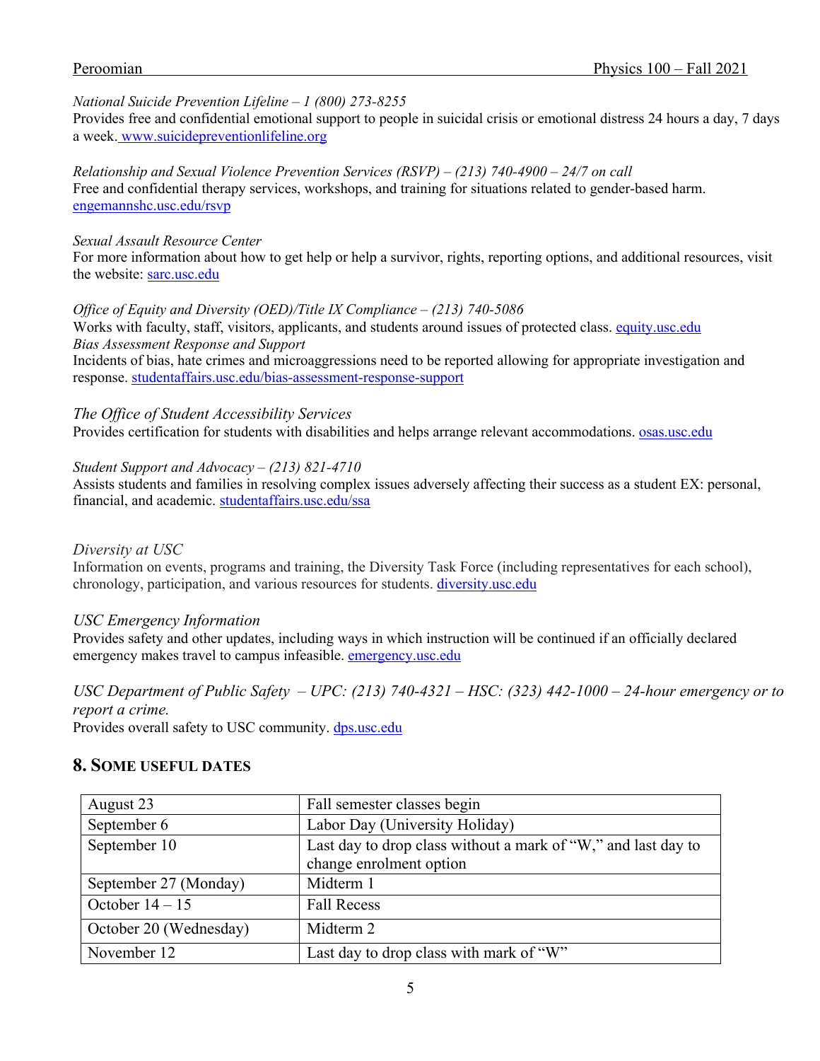*National Suicide Prevention Lifeline – 1 (800) 273-8255*
Provides free and confidential emotional support to people in suicidal crisis or emotional distress 24 hours a day, 7 days a week. www.suicidepreventionlifeline.org

*Relationship and Sexual Violence Prevention Services (RSVP) – (213) 740-4900 – 24/7 on call*
Free and confidential therapy services, workshops, and training for situations related to gender-based harm. engemannshc.usc.edu/rsvp

*Sexual Assault Resource Center*
For more information about how to get help or help a survivor, rights, reporting options, and additional resources, visit the website: sarc.usc.edu

*Office of Equity and Diversity (OED)/Title IX Compliance – (213) 740-5086*
Works with faculty, staff, visitors, applicants, and students around issues of protected class. equity.usc.edu
*Bias Assessment Response and Support*
Incidents of bias, hate crimes and microaggressions need to be reported allowing for appropriate investigation and response. studentaffairs.usc.edu/bias-assessment-response-support

*The Office of Student Accessibility Services*
Provides certification for students with disabilities and helps arrange relevant accommodations. osas.usc.edu

*Student Support and Advocacy – (213) 821-4710*
Assists students and families in resolving complex issues adversely affecting their success as a student EX: personal, financial, and academic. studentaffairs.usc.edu/ssa

*Diversity at USC*
Information on events, programs and training, the Diversity Task Force (including representatives for each school), chronology, participation, and various resources for students. diversity.usc.edu

*USC Emergency Information*
Provides safety and other updates, including ways in which instruction will be continued if an officially declared emergency makes travel to campus infeasible. emergency.usc.edu

*USC Department of Public Safety – UPC: (213) 740-4321 – HSC: (323) 442-1000 – 24-hour emergency or to report a crime.*
Provides overall safety to USC community. dps.usc.edu

## 8. Some useful dates

| | |
|---|---|
| August 23 | Fall semester classes begin |
| September 6 | Labor Day (University Holiday) |
| September 10 | Last day to drop class without a mark of "W," and last day to change enrolment option |
| September 27 (Monday) | Midterm 1 |
| October 14 – 15 | Fall Recess |
| October 20 (Wednesday) | Midterm 2 |
| November 12 | Last day to drop class with mark of "W" |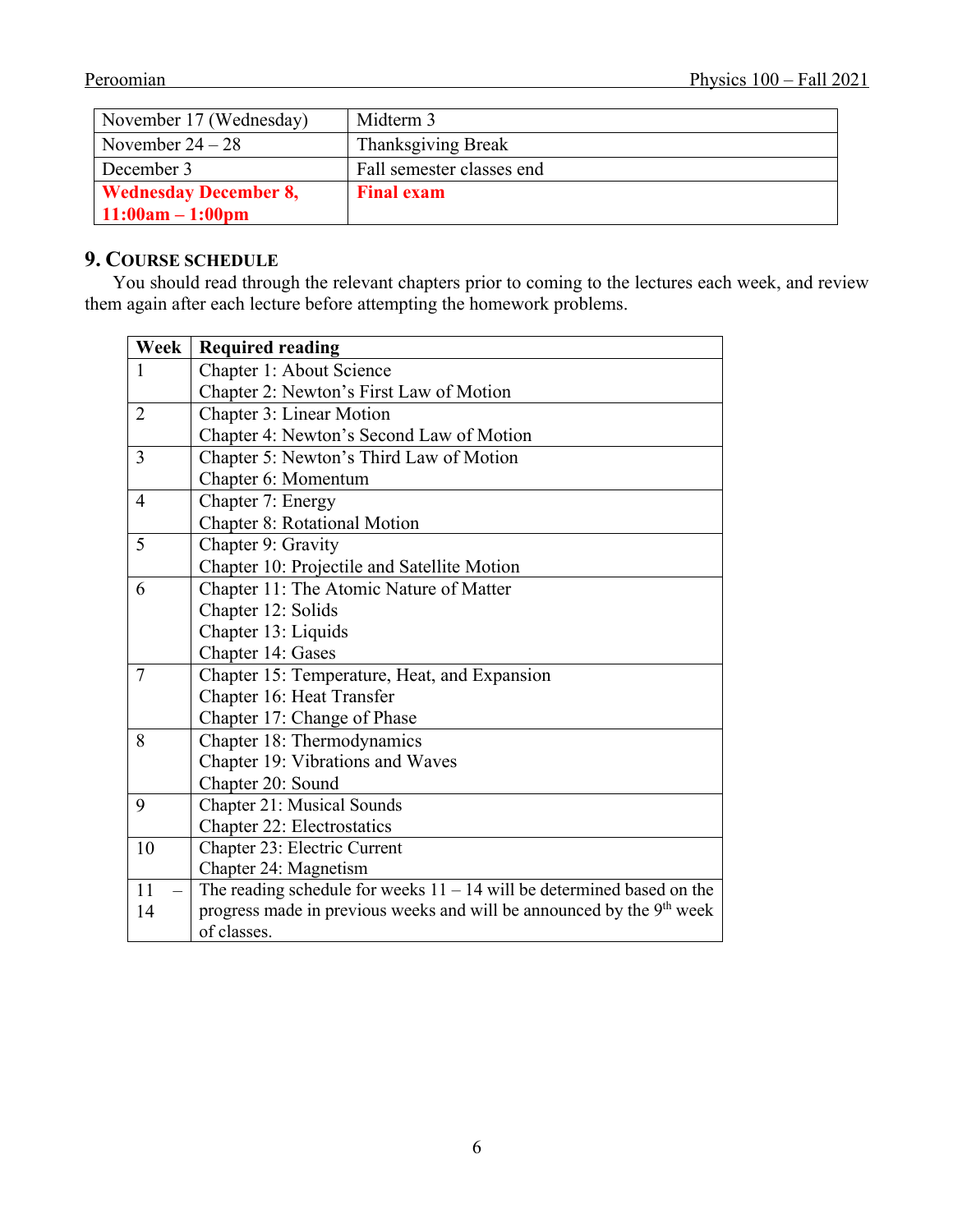| | |
|---|---|
| November 17 (Wednesday) | Midterm 3 |
| November 24 – 28 | Thanksgiving Break |
| December 3 | Fall semester classes end |
| **Wednesday December 8, 11:00am – 1:00pm** | **Final exam** |

## 9. Course Schedule

You should read through the relevant chapters prior to coming to the lectures each week, and review them again after each lecture before attempting the homework problems.

| Week | Required reading |
|---|---|
| 1 | Chapter 1: About Science<br>Chapter 2: Newton's First Law of Motion |
| 2 | Chapter 3: Linear Motion<br>Chapter 4: Newton's Second Law of Motion |
| 3 | Chapter 5: Newton's Third Law of Motion<br>Chapter 6: Momentum |
| 4 | Chapter 7: Energy<br>Chapter 8: Rotational Motion |
| 5 | Chapter 9: Gravity<br>Chapter 10: Projectile and Satellite Motion |
| 6 | Chapter 11: The Atomic Nature of Matter<br>Chapter 12: Solids<br>Chapter 13: Liquids<br>Chapter 14: Gases |
| 7 | Chapter 15: Temperature, Heat, and Expansion<br>Chapter 16: Heat Transfer<br>Chapter 17: Change of Phase |
| 8 | Chapter 18: Thermodynamics<br>Chapter 19: Vibrations and Waves<br>Chapter 20: Sound |
| 9 | Chapter 21: Musical Sounds<br>Chapter 22: Electrostatics |
| 10 | Chapter 23: Electric Current<br>Chapter 24: Magnetism |
| 11 – 14 | The reading schedule for weeks 11 – 14 will be determined based on the progress made in previous weeks and will be announced by the 9th week of classes. |